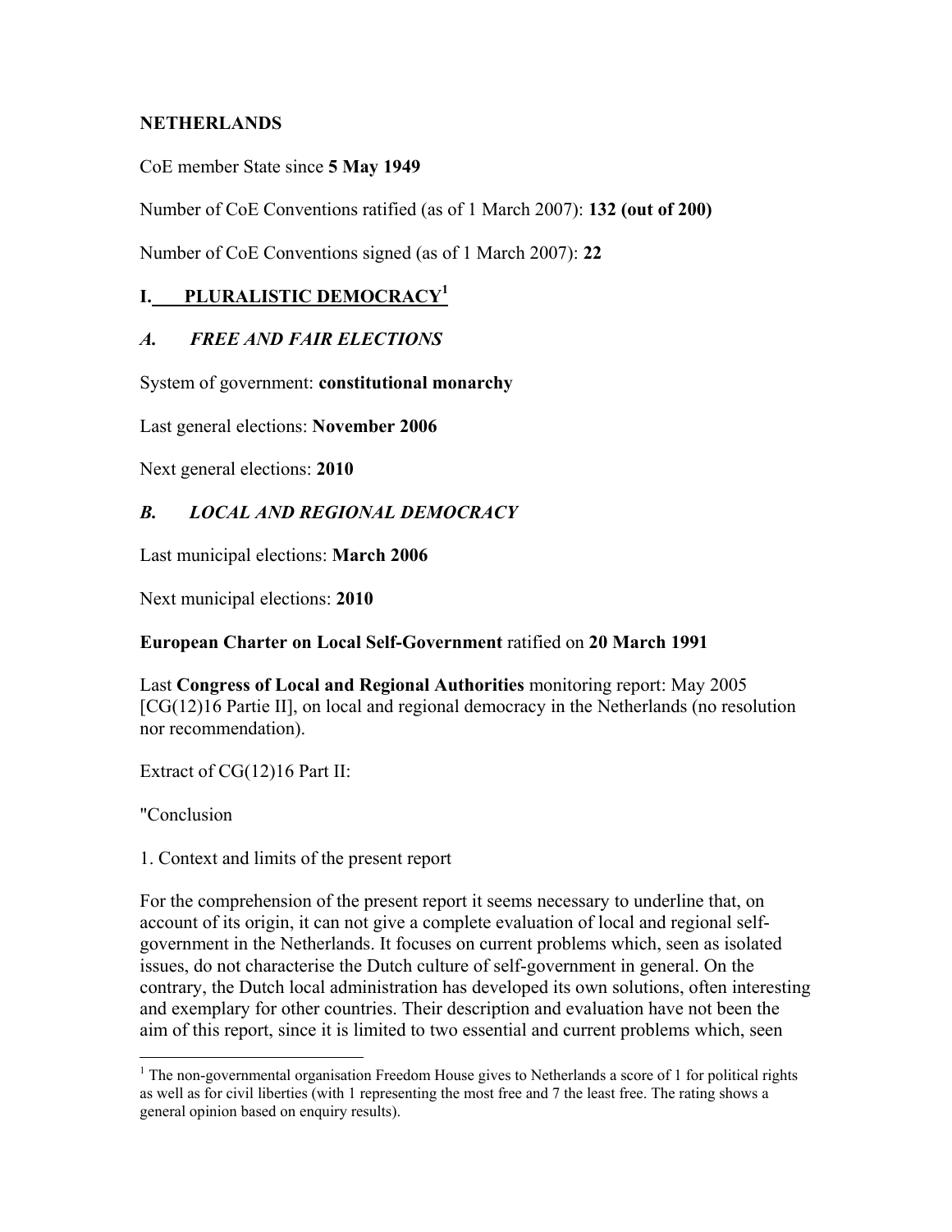# NETHERLANDS

CoE member State since **5 May 1949**

Number of CoE Conventions ratified (as of 1 March 2007): **132 (out of 200)**

Number of CoE Conventions signed (as of 1 March 2007): **22**

## I. PLURALISTIC DEMOCRACY[1]

### *A. FREE AND FAIR ELECTIONS*

System of government: **constitutional monarchy**

Last general elections: **November 2006**

Next general elections: **2010**

### *B. LOCAL AND REGIONAL DEMOCRACY*

Last municipal elections: **March 2006**

Next municipal elections: **2010**

**European Charter on Local Self-Government** ratified on **20 March 1991**

Last **Congress of Local and Regional Authorities** monitoring report: May 2005 [CG(12)16 Partie II], on local and regional democracy in the Netherlands (no resolution nor recommendation).

Extract of CG(12)16 Part II:

"Conclusion

1. Context and limits of the present report

For the comprehension of the present report it seems necessary to underline that, on account of its origin, it can not give a complete evaluation of local and regional self-government in the Netherlands. It focuses on current problems which, seen as isolated issues, do not characterise the Dutch culture of self-government in general. On the contrary, the Dutch local administration has developed its own solutions, often interesting and exemplary for other countries. Their description and evaluation have not been the aim of this report, since it is limited to two essential and current problems which, seen

---

[1] The non-governmental organisation Freedom House gives to Netherlands a score of 1 for political rights as well as for civil liberties (with 1 representing the most free and 7 the least free. The rating shows a general opinion based on enquiry results).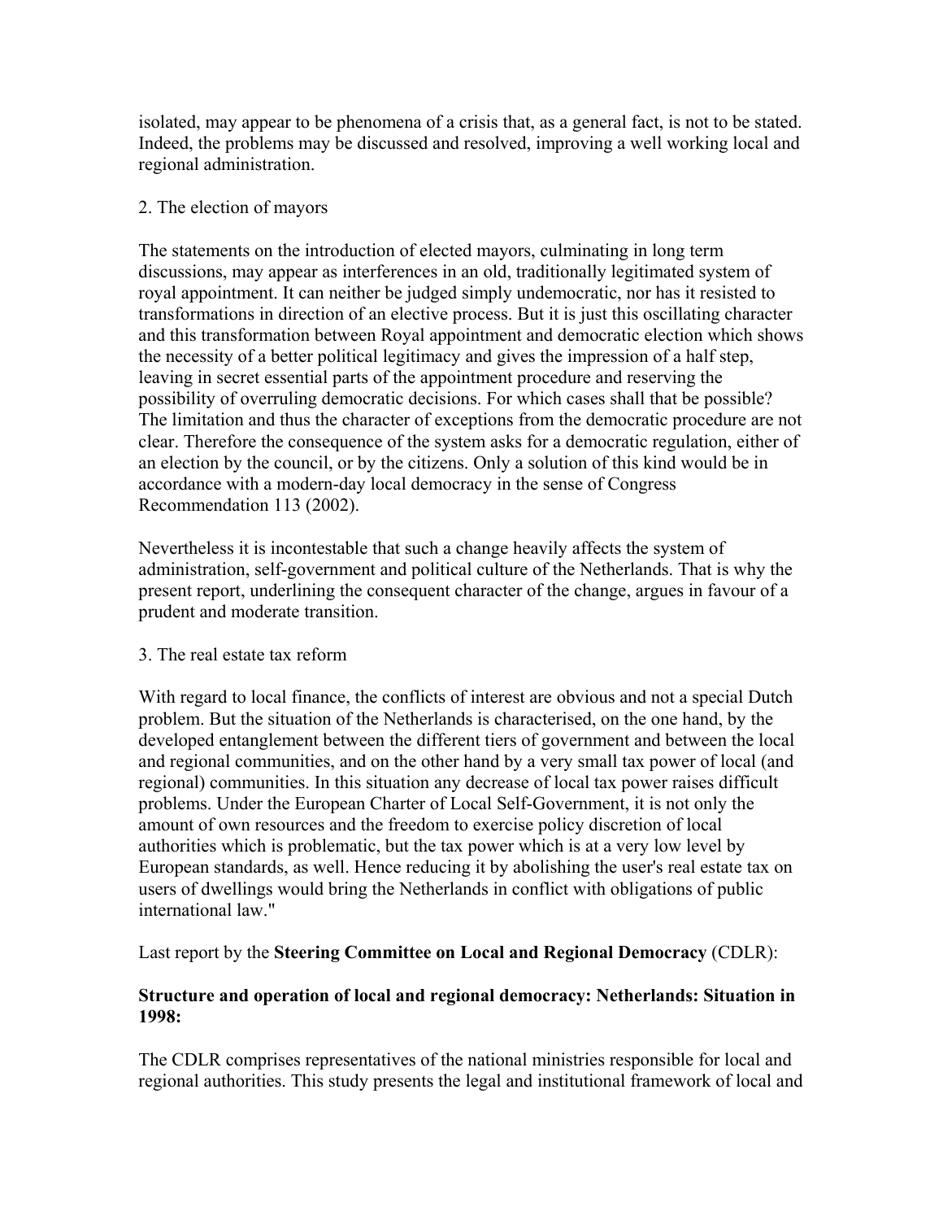isolated, may appear to be phenomena of a crisis that, as a general fact, is not to be stated. Indeed, the problems may be discussed and resolved, improving a well working local and regional administration.

2. The election of mayors

The statements on the introduction of elected mayors, culminating in long term discussions, may appear as interferences in an old, traditionally legitimated system of royal appointment. It can neither be judged simply undemocratic, nor has it resisted to transformations in direction of an elective process. But it is just this oscillating character and this transformation between Royal appointment and democratic election which shows the necessity of a better political legitimacy and gives the impression of a half step, leaving in secret essential parts of the appointment procedure and reserving the possibility of overruling democratic decisions. For which cases shall that be possible? The limitation and thus the character of exceptions from the democratic procedure are not clear. Therefore the consequence of the system asks for a democratic regulation, either of an election by the council, or by the citizens. Only a solution of this kind would be in accordance with a modern-day local democracy in the sense of Congress Recommendation 113 (2002).

Nevertheless it is incontestable that such a change heavily affects the system of administration, self-government and political culture of the Netherlands. That is why the present report, underlining the consequent character of the change, argues in favour of a prudent and moderate transition.

3. The real estate tax reform

With regard to local finance, the conflicts of interest are obvious and not a special Dutch problem. But the situation of the Netherlands is characterised, on the one hand, by the developed entanglement between the different tiers of government and between the local and regional communities, and on the other hand by a very small tax power of local (and regional) communities. In this situation any decrease of local tax power raises difficult problems. Under the European Charter of Local Self-Government, it is not only the amount of own resources and the freedom to exercise policy discretion of local authorities which is problematic, but the tax power which is at a very low level by European standards, as well. Hence reducing it by abolishing the user's real estate tax on users of dwellings would bring the Netherlands in conflict with obligations of public international law."

Last report by the **Steering Committee on Local and Regional Democracy** (CDLR):

**Structure and operation of local and regional democracy: Netherlands: Situation in 1998:**

The CDLR comprises representatives of the national ministries responsible for local and regional authorities. This study presents the legal and institutional framework of local and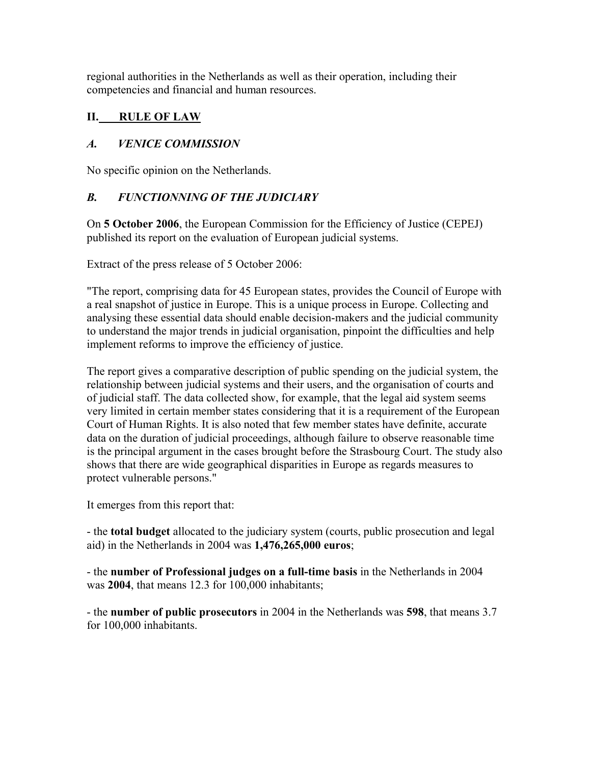regional authorities in the Netherlands as well as their operation, including their competencies and financial and human resources.

## II. RULE OF LAW

### *A. VENICE COMMISSION*

No specific opinion on the Netherlands.

### *B. FUNCTIONNING OF THE JUDICIARY*

On **5 October 2006**, the European Commission for the Efficiency of Justice (CEPEJ) published its report on the evaluation of European judicial systems.

Extract of the press release of 5 October 2006:

"The report, comprising data for 45 European states, provides the Council of Europe with a real snapshot of justice in Europe. This is a unique process in Europe. Collecting and analysing these essential data should enable decision-makers and the judicial community to understand the major trends in judicial organisation, pinpoint the difficulties and help implement reforms to improve the efficiency of justice.

The report gives a comparative description of public spending on the judicial system, the relationship between judicial systems and their users, and the organisation of courts and of judicial staff. The data collected show, for example, that the legal aid system seems very limited in certain member states considering that it is a requirement of the European Court of Human Rights. It is also noted that few member states have definite, accurate data on the duration of judicial proceedings, although failure to observe reasonable time is the principal argument in the cases brought before the Strasbourg Court. The study also shows that there are wide geographical disparities in Europe as regards measures to protect vulnerable persons."

It emerges from this report that:

- the **total budget** allocated to the judiciary system (courts, public prosecution and legal aid) in the Netherlands in 2004 was **1,476,265,000 euros**;

- the **number of Professional judges on a full-time basis** in the Netherlands in 2004 was **2004**, that means 12.3 for 100,000 inhabitants;

- the **number of public prosecutors** in 2004 in the Netherlands was **598**, that means 3.7 for 100,000 inhabitants.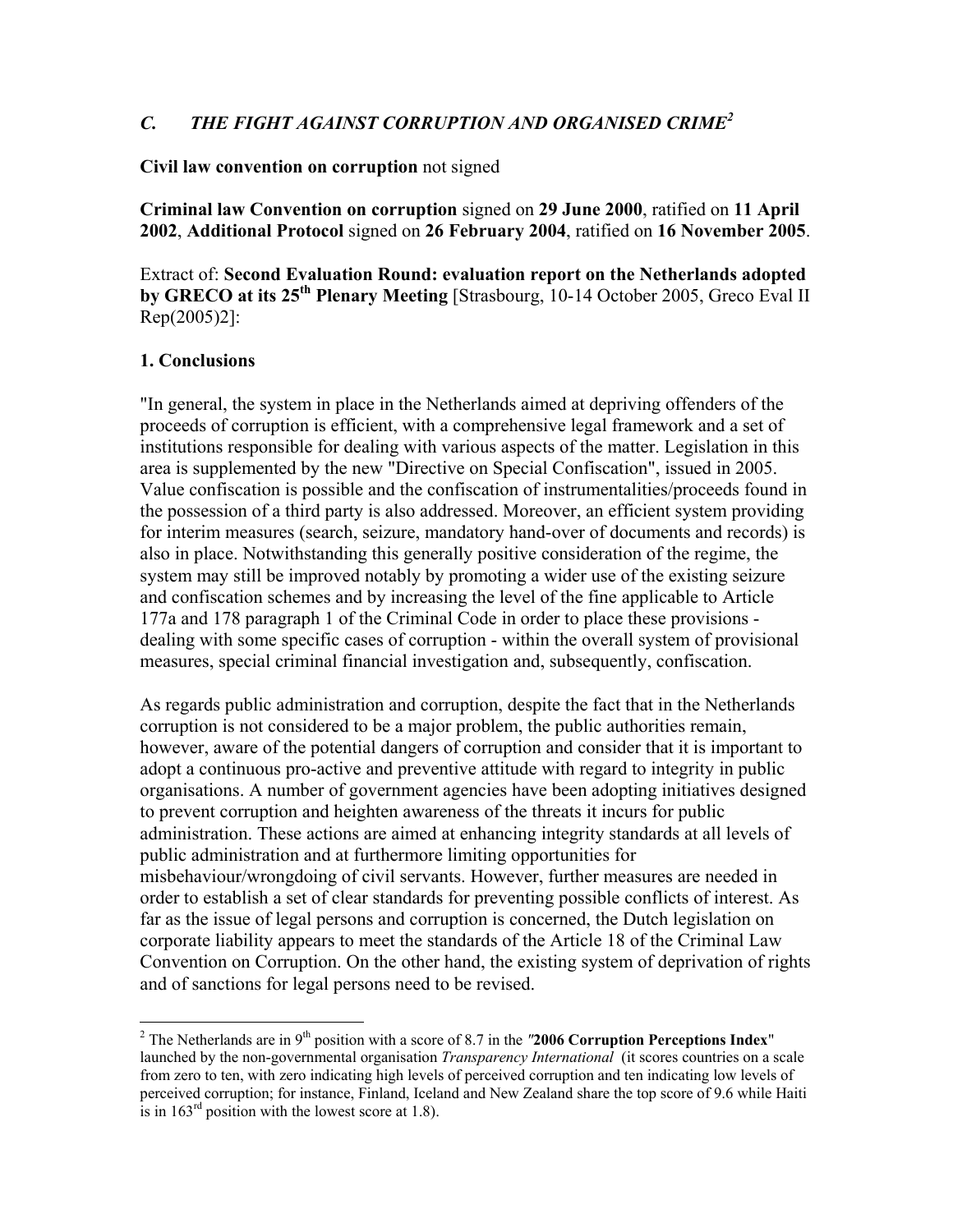## *C. THE FIGHT AGAINST CORRUPTION AND ORGANISED CRIME*[2]

**Civil law convention on corruption** not signed

**Criminal law Convention on corruption** signed on **29 June 2000**, ratified on **11 April 2002**, **Additional Protocol** signed on **26 February 2004**, ratified on **16 November 2005**.

Extract of: **Second Evaluation Round: evaluation report on the Netherlands adopted by GRECO at its 25th Plenary Meeting** [Strasbourg, 10-14 October 2005, Greco Eval II Rep(2005)2]:

### 1. Conclusions

"In general, the system in place in the Netherlands aimed at depriving offenders of the proceeds of corruption is efficient, with a comprehensive legal framework and a set of institutions responsible for dealing with various aspects of the matter. Legislation in this area is supplemented by the new "Directive on Special Confiscation", issued in 2005. Value confiscation is possible and the confiscation of instrumentalities/proceeds found in the possession of a third party is also addressed. Moreover, an efficient system providing for interim measures (search, seizure, mandatory hand-over of documents and records) is also in place. Notwithstanding this generally positive consideration of the regime, the system may still be improved notably by promoting a wider use of the existing seizure and confiscation schemes and by increasing the level of the fine applicable to Article 177a and 178 paragraph 1 of the Criminal Code in order to place these provisions - dealing with some specific cases of corruption - within the overall system of provisional measures, special criminal financial investigation and, subsequently, confiscation.

As regards public administration and corruption, despite the fact that in the Netherlands corruption is not considered to be a major problem, the public authorities remain, however, aware of the potential dangers of corruption and consider that it is important to adopt a continuous pro-active and preventive attitude with regard to integrity in public organisations. A number of government agencies have been adopting initiatives designed to prevent corruption and heighten awareness of the threats it incurs for public administration. These actions are aimed at enhancing integrity standards at all levels of public administration and at furthermore limiting opportunities for misbehaviour/wrongdoing of civil servants. However, further measures are needed in order to establish a set of clear standards for preventing possible conflicts of interest. As far as the issue of legal persons and corruption is concerned, the Dutch legislation on corporate liability appears to meet the standards of the Article 18 of the Criminal Law Convention on Corruption. On the other hand, the existing system of deprivation of rights and of sanctions for legal persons need to be revised.

---

[2] The Netherlands are in 9th position with a score of 8.7 in the *"***2006 Corruption Perceptions Index**" launched by the non-governmental organisation *Transparency International* (it scores countries on a scale from zero to ten, with zero indicating high levels of perceived corruption and ten indicating low levels of perceived corruption; for instance, Finland, Iceland and New Zealand share the top score of 9.6 while Haiti is in 163rd position with the lowest score at 1.8).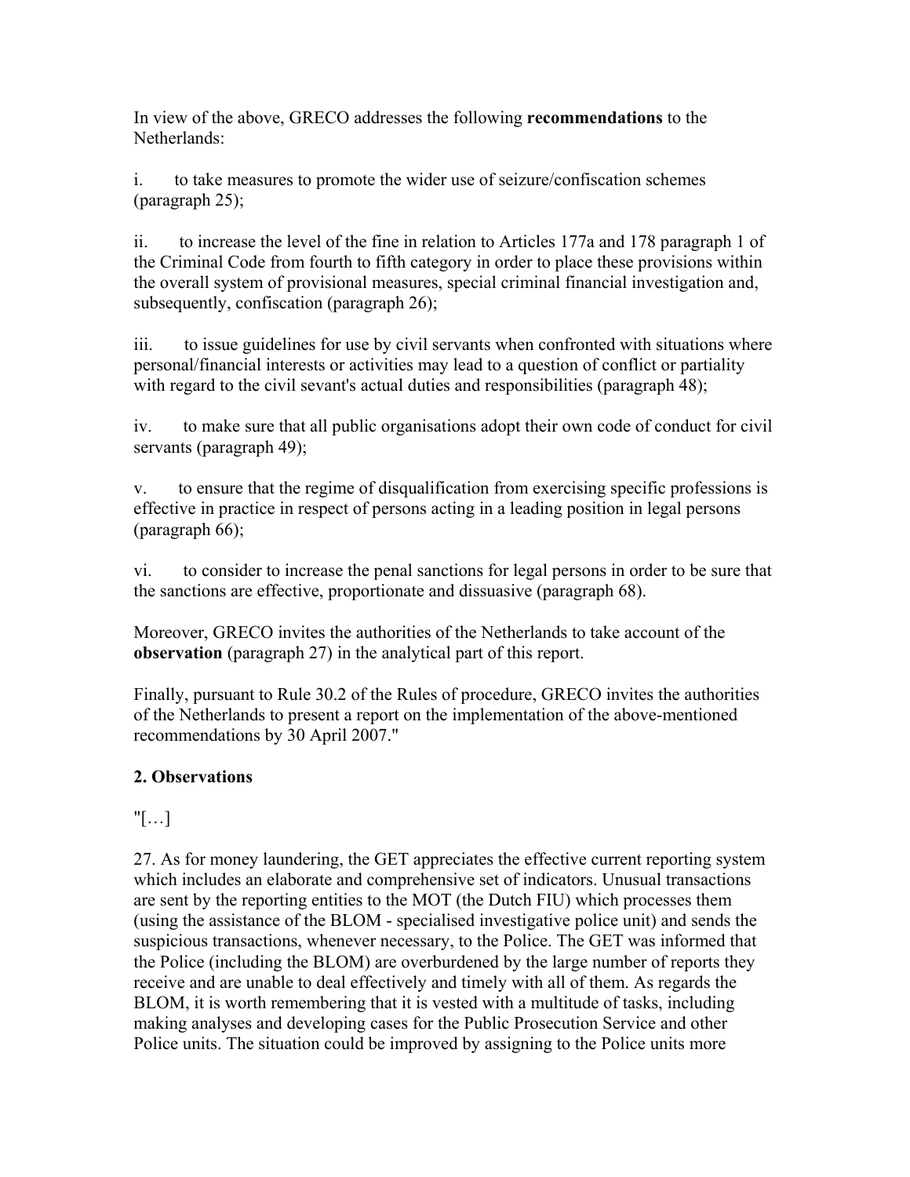In view of the above, GRECO addresses the following **recommendations** to the Netherlands:

i. to take measures to promote the wider use of seizure/confiscation schemes (paragraph 25);

ii. to increase the level of the fine in relation to Articles 177a and 178 paragraph 1 of the Criminal Code from fourth to fifth category in order to place these provisions within the overall system of provisional measures, special criminal financial investigation and, subsequently, confiscation (paragraph 26);

iii. to issue guidelines for use by civil servants when confronted with situations where personal/financial interests or activities may lead to a question of conflict or partiality with regard to the civil sevant's actual duties and responsibilities (paragraph 48);

iv. to make sure that all public organisations adopt their own code of conduct for civil servants (paragraph 49);

v. to ensure that the regime of disqualification from exercising specific professions is effective in practice in respect of persons acting in a leading position in legal persons (paragraph 66);

vi. to consider to increase the penal sanctions for legal persons in order to be sure that the sanctions are effective, proportionate and dissuasive (paragraph 68).

Moreover, GRECO invites the authorities of the Netherlands to take account of the **observation** (paragraph 27) in the analytical part of this report.

Finally, pursuant to Rule 30.2 of the Rules of procedure, GRECO invites the authorities of the Netherlands to present a report on the implementation of the above-mentioned recommendations by 30 April 2007."

## 2. Observations

"[…]

27. As for money laundering, the GET appreciates the effective current reporting system which includes an elaborate and comprehensive set of indicators. Unusual transactions are sent by the reporting entities to the MOT (the Dutch FIU) which processes them (using the assistance of the BLOM - specialised investigative police unit) and sends the suspicious transactions, whenever necessary, to the Police. The GET was informed that the Police (including the BLOM) are overburdened by the large number of reports they receive and are unable to deal effectively and timely with all of them. As regards the BLOM, it is worth remembering that it is vested with a multitude of tasks, including making analyses and developing cases for the Public Prosecution Service and other Police units. The situation could be improved by assigning to the Police units more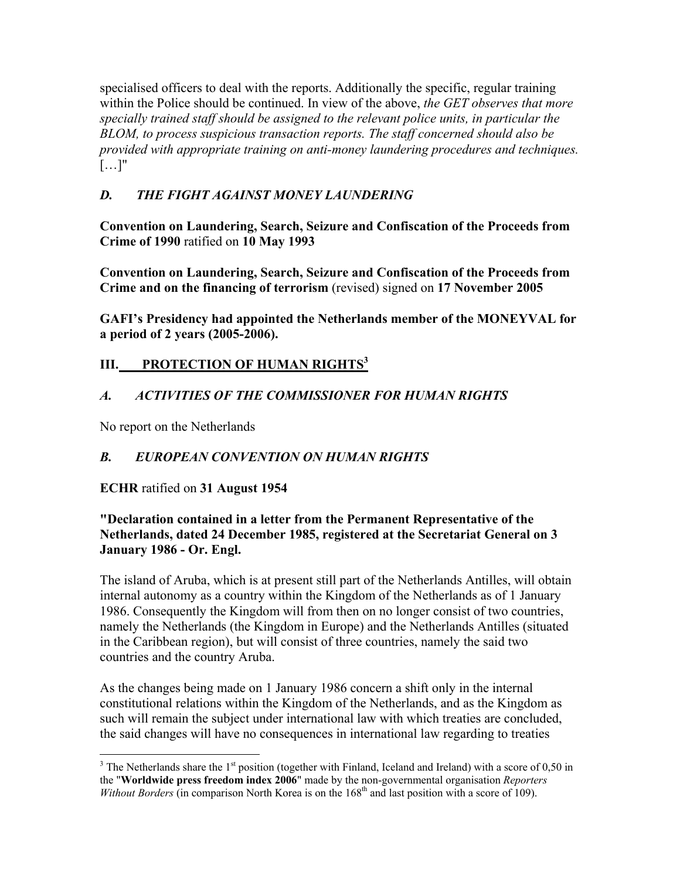specialised officers to deal with the reports. Additionally the specific, regular training within the Police should be continued. In view of the above, *the GET observes that more specially trained staff should be assigned to the relevant police units, in particular the BLOM, to process suspicious transaction reports. The staff concerned should also be provided with appropriate training on anti-money laundering procedures and techniques.* […]"

## *D. THE FIGHT AGAINST MONEY LAUNDERING*

**Convention on Laundering, Search, Seizure and Confiscation of the Proceeds from Crime of 1990** ratified on **10 May 1993**

**Convention on Laundering, Search, Seizure and Confiscation of the Proceeds from Crime and on the financing of terrorism** (revised) signed on **17 November 2005**

**GAFI's Presidency had appointed the Netherlands member of the MONEYVAL for a period of 2 years (2005-2006).**

# III. PROTECTION OF HUMAN RIGHTS[3]

## *A. ACTIVITIES OF THE COMMISSIONER FOR HUMAN RIGHTS*

No report on the Netherlands

## *B. EUROPEAN CONVENTION ON HUMAN RIGHTS*

**ECHR** ratified on **31 August 1954**

**"Declaration contained in a letter from the Permanent Representative of the Netherlands, dated 24 December 1985, registered at the Secretariat General on 3 January 1986 - Or. Engl.**

The island of Aruba, which is at present still part of the Netherlands Antilles, will obtain internal autonomy as a country within the Kingdom of the Netherlands as of 1 January 1986. Consequently the Kingdom will from then on no longer consist of two countries, namely the Netherlands (the Kingdom in Europe) and the Netherlands Antilles (situated in the Caribbean region), but will consist of three countries, namely the said two countries and the country Aruba.

As the changes being made on 1 January 1986 concern a shift only in the internal constitutional relations within the Kingdom of the Netherlands, and as the Kingdom as such will remain the subject under international law with which treaties are concluded, the said changes will have no consequences in international law regarding to treaties

---

[3] The Netherlands share the 1st position (together with Finland, Iceland and Ireland) with a score of 0,50 in the "**Worldwide press freedom index 2006**" made by the non-governmental organisation *Reporters Without Borders* (in comparison North Korea is on the 168th and last position with a score of 109).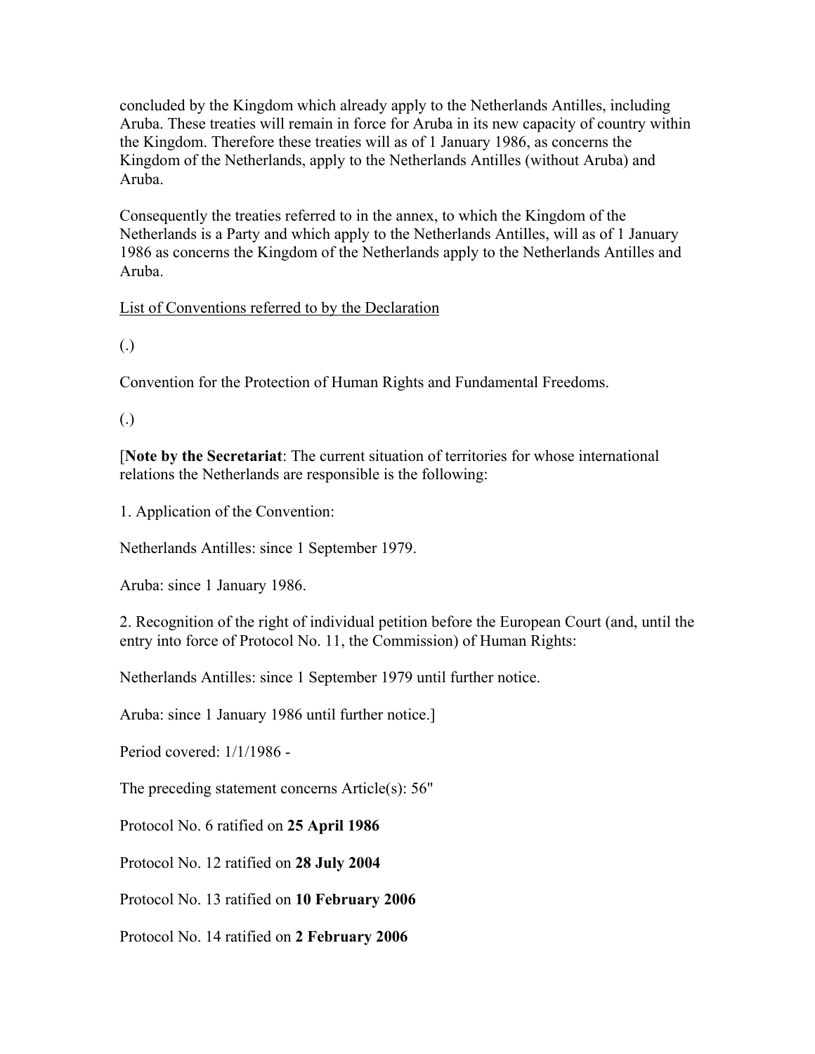concluded by the Kingdom which already apply to the Netherlands Antilles, including Aruba. These treaties will remain in force for Aruba in its new capacity of country within the Kingdom. Therefore these treaties will as of 1 January 1986, as concerns the Kingdom of the Netherlands, apply to the Netherlands Antilles (without Aruba) and Aruba.

Consequently the treaties referred to in the annex, to which the Kingdom of the Netherlands is a Party and which apply to the Netherlands Antilles, will as of 1 January 1986 as concerns the Kingdom of the Netherlands apply to the Netherlands Antilles and Aruba.

<u>List of Conventions referred to by the Declaration</u>

(.)

Convention for the Protection of Human Rights and Fundamental Freedoms.

(.)

[**Note by the Secretariat**: The current situation of territories for whose international relations the Netherlands are responsible is the following:

1. Application of the Convention:

Netherlands Antilles: since 1 September 1979.

Aruba: since 1 January 1986.

2. Recognition of the right of individual petition before the European Court (and, until the entry into force of Protocol No. 11, the Commission) of Human Rights:

Netherlands Antilles: since 1 September 1979 until further notice.

Aruba: since 1 January 1986 until further notice.]

Period covered: 1/1/1986 -

The preceding statement concerns Article(s): 56"

Protocol No. 6 ratified on **25 April 1986**

Protocol No. 12 ratified on **28 July 2004**

Protocol No. 13 ratified on **10 February 2006**

Protocol No. 14 ratified on **2 February 2006**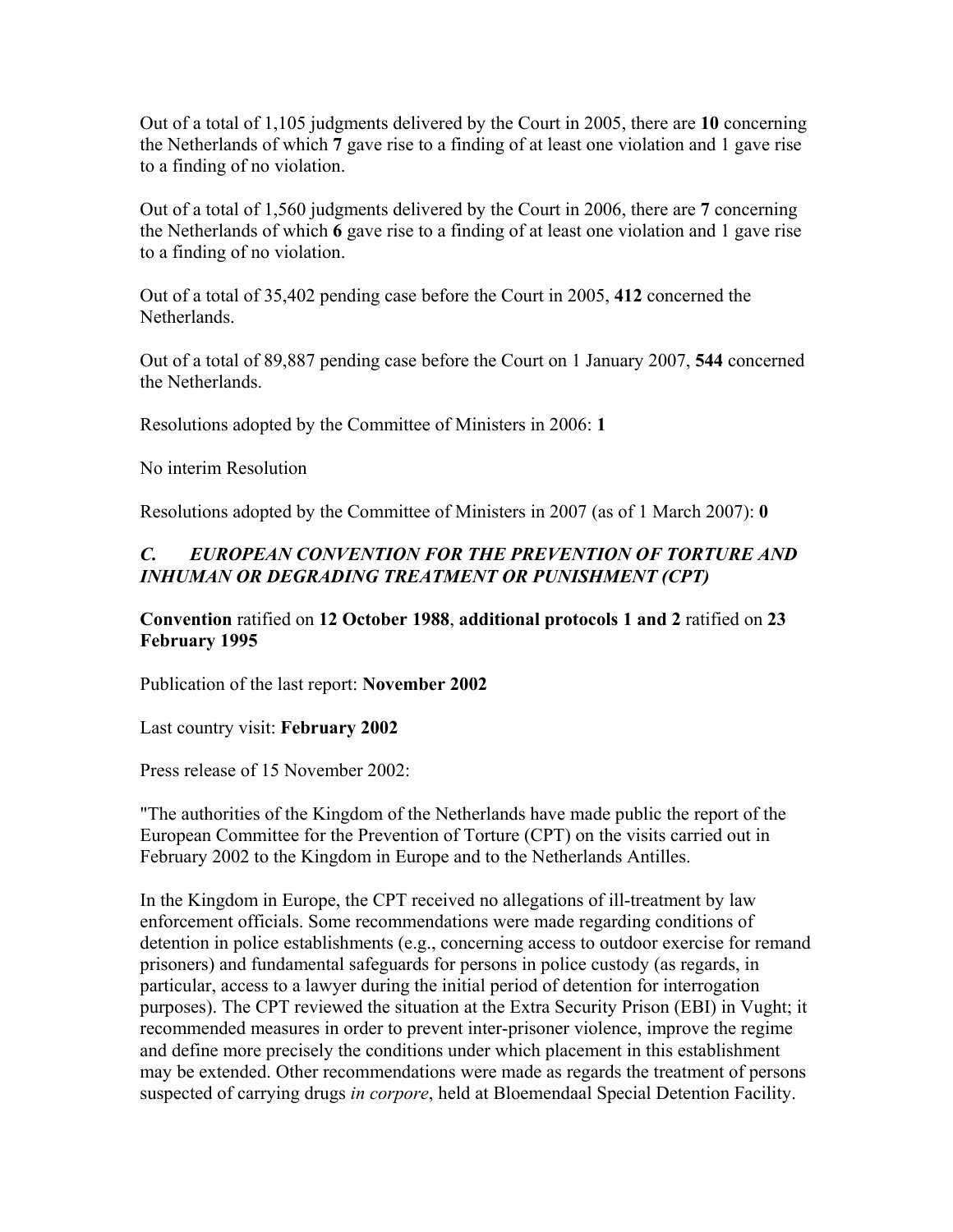Out of a total of 1,105 judgments delivered by the Court in 2005, there are **10** concerning the Netherlands of which **7** gave rise to a finding of at least one violation and 1 gave rise to a finding of no violation.

Out of a total of 1,560 judgments delivered by the Court in 2006, there are **7** concerning the Netherlands of which **6** gave rise to a finding of at least one violation and 1 gave rise to a finding of no violation.

Out of a total of 35,402 pending case before the Court in 2005, **412** concerned the Netherlands.

Out of a total of 89,887 pending case before the Court on 1 January 2007, **544** concerned the Netherlands.

Resolutions adopted by the Committee of Ministers in 2006: **1**

No interim Resolution

Resolutions adopted by the Committee of Ministers in 2007 (as of 1 March 2007): **0**

### *C. EUROPEAN CONVENTION FOR THE PREVENTION OF TORTURE AND INHUMAN OR DEGRADING TREATMENT OR PUNISHMENT (CPT)*

**Convention** ratified on **12 October 1988**, **additional protocols 1 and 2** ratified on **23 February 1995**

Publication of the last report: **November 2002**

Last country visit: **February 2002**

Press release of 15 November 2002:

"The authorities of the Kingdom of the Netherlands have made public the report of the European Committee for the Prevention of Torture (CPT) on the visits carried out in February 2002 to the Kingdom in Europe and to the Netherlands Antilles.

In the Kingdom in Europe, the CPT received no allegations of ill-treatment by law enforcement officials. Some recommendations were made regarding conditions of detention in police establishments (e.g., concerning access to outdoor exercise for remand prisoners) and fundamental safeguards for persons in police custody (as regards, in particular, access to a lawyer during the initial period of detention for interrogation purposes). The CPT reviewed the situation at the Extra Security Prison (EBI) in Vught; it recommended measures in order to prevent inter-prisoner violence, improve the regime and define more precisely the conditions under which placement in this establishment may be extended. Other recommendations were made as regards the treatment of persons suspected of carrying drugs *in corpore*, held at Bloemendaal Special Detention Facility.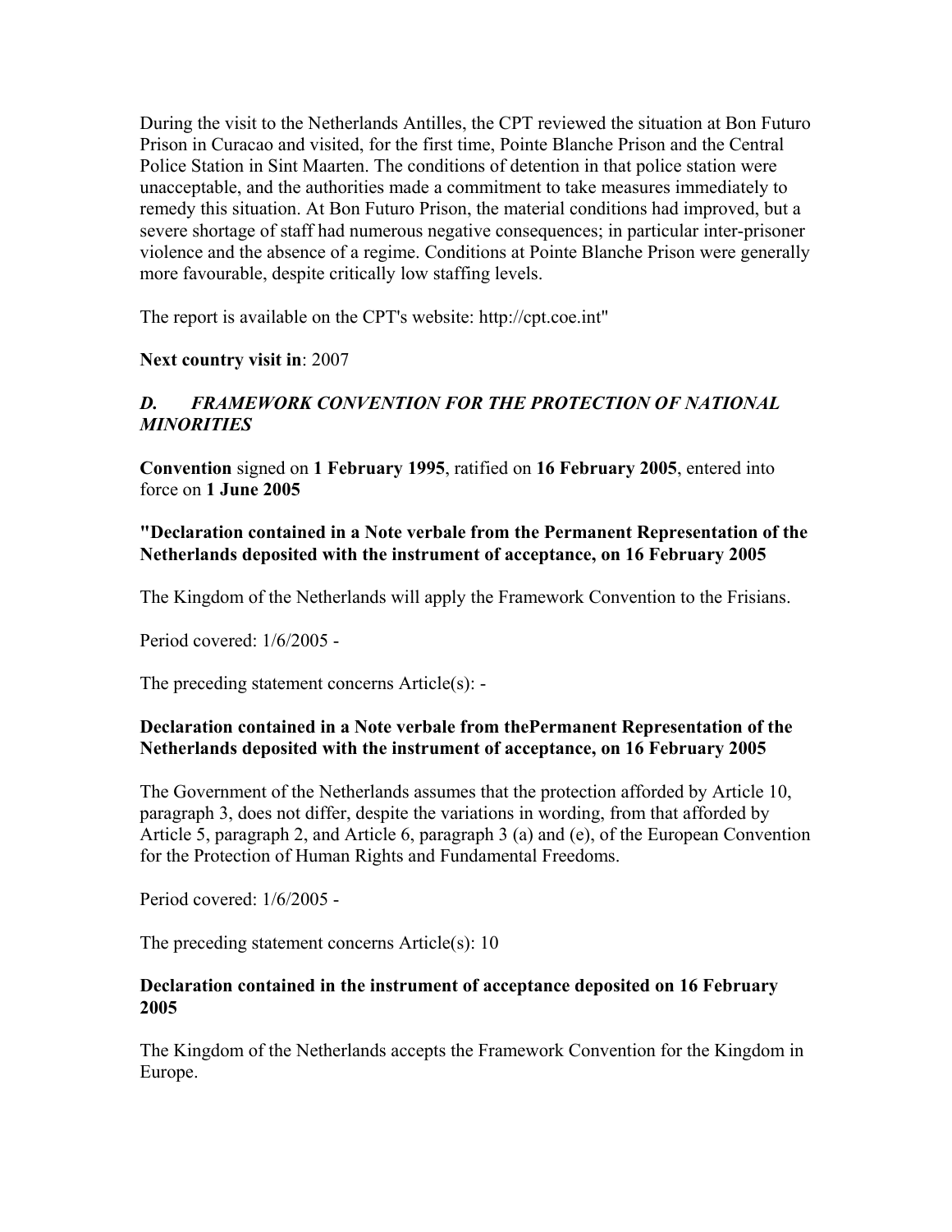During the visit to the Netherlands Antilles, the CPT reviewed the situation at Bon Futuro Prison in Curacao and visited, for the first time, Pointe Blanche Prison and the Central Police Station in Sint Maarten. The conditions of detention in that police station were unacceptable, and the authorities made a commitment to take measures immediately to remedy this situation. At Bon Futuro Prison, the material conditions had improved, but a severe shortage of staff had numerous negative consequences; in particular inter-prisoner violence and the absence of a regime. Conditions at Pointe Blanche Prison were generally more favourable, despite critically low staffing levels.

The report is available on the CPT's website: http://cpt.coe.int"

**Next country visit in**: 2007

### *D. FRAMEWORK CONVENTION FOR THE PROTECTION OF NATIONAL MINORITIES*

**Convention** signed on **1 February 1995**, ratified on **16 February 2005**, entered into force on **1 June 2005**

**"Declaration contained in a Note verbale from the Permanent Representation of the Netherlands deposited with the instrument of acceptance, on 16 February 2005**

The Kingdom of the Netherlands will apply the Framework Convention to the Frisians.

Period covered: 1/6/2005 -

The preceding statement concerns Article(s): -

**Declaration contained in a Note verbale from thePermanent Representation of the Netherlands deposited with the instrument of acceptance, on 16 February 2005**

The Government of the Netherlands assumes that the protection afforded by Article 10, paragraph 3, does not differ, despite the variations in wording, from that afforded by Article 5, paragraph 2, and Article 6, paragraph 3 (a) and (e), of the European Convention for the Protection of Human Rights and Fundamental Freedoms.

Period covered: 1/6/2005 -

The preceding statement concerns Article(s): 10

**Declaration contained in the instrument of acceptance deposited on 16 February 2005**

The Kingdom of the Netherlands accepts the Framework Convention for the Kingdom in Europe.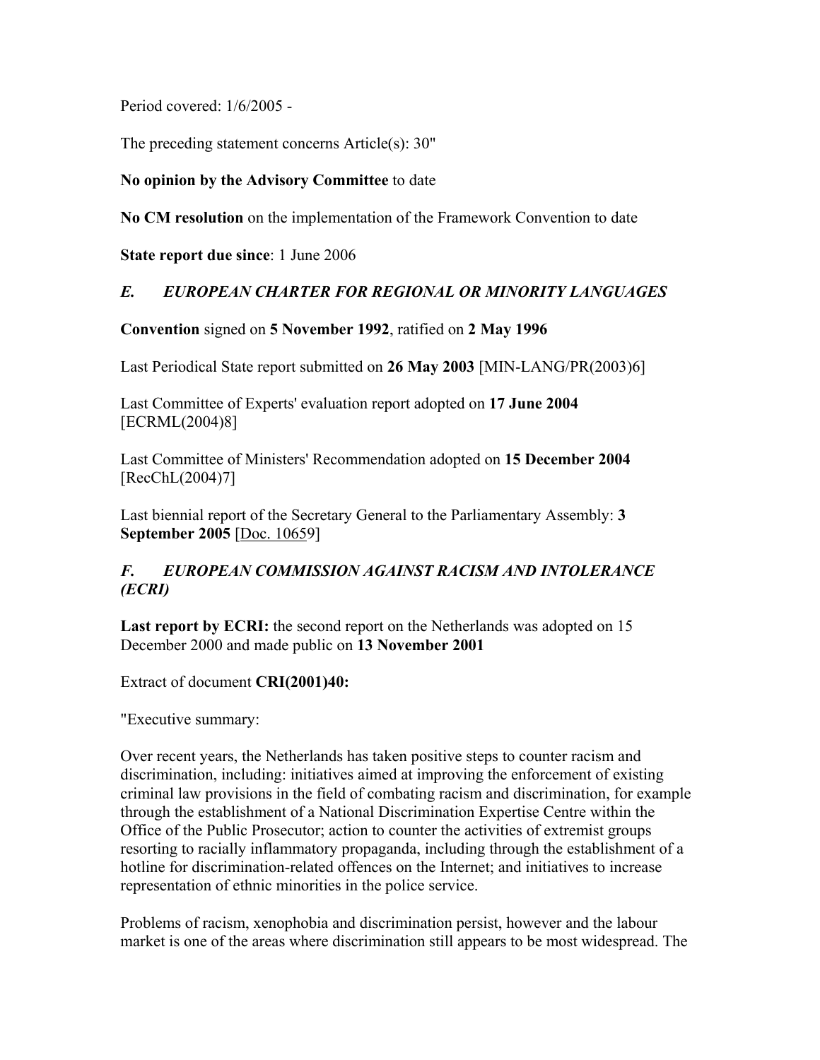Period covered: 1/6/2005 -

The preceding statement concerns Article(s): 30"

**No opinion by the Advisory Committee** to date

**No CM resolution** on the implementation of the Framework Convention to date

**State report due since**: 1 June 2006

### *E. EUROPEAN CHARTER FOR REGIONAL OR MINORITY LANGUAGES*

**Convention** signed on **5 November 1992**, ratified on **2 May 1996**

Last Periodical State report submitted on **26 May 2003** [MIN-LANG/PR(2003)6]

Last Committee of Experts' evaluation report adopted on **17 June 2004** [ECRML(2004)8]

Last Committee of Ministers' Recommendation adopted on **15 December 2004** [RecChL(2004)7]

Last biennial report of the Secretary General to the Parliamentary Assembly: **3 September 2005** [Doc. 10659]

### *F. EUROPEAN COMMISSION AGAINST RACISM AND INTOLERANCE (ECRI)*

**Last report by ECRI:** the second report on the Netherlands was adopted on 15 December 2000 and made public on **13 November 2001**

Extract of document **CRI(2001)40:**

"Executive summary:

Over recent years, the Netherlands has taken positive steps to counter racism and discrimination, including: initiatives aimed at improving the enforcement of existing criminal law provisions in the field of combating racism and discrimination, for example through the establishment of a National Discrimination Expertise Centre within the Office of the Public Prosecutor; action to counter the activities of extremist groups resorting to racially inflammatory propaganda, including through the establishment of a hotline for discrimination-related offences on the Internet; and initiatives to increase representation of ethnic minorities in the police service.

Problems of racism, xenophobia and discrimination persist, however and the labour market is one of the areas where discrimination still appears to be most widespread. The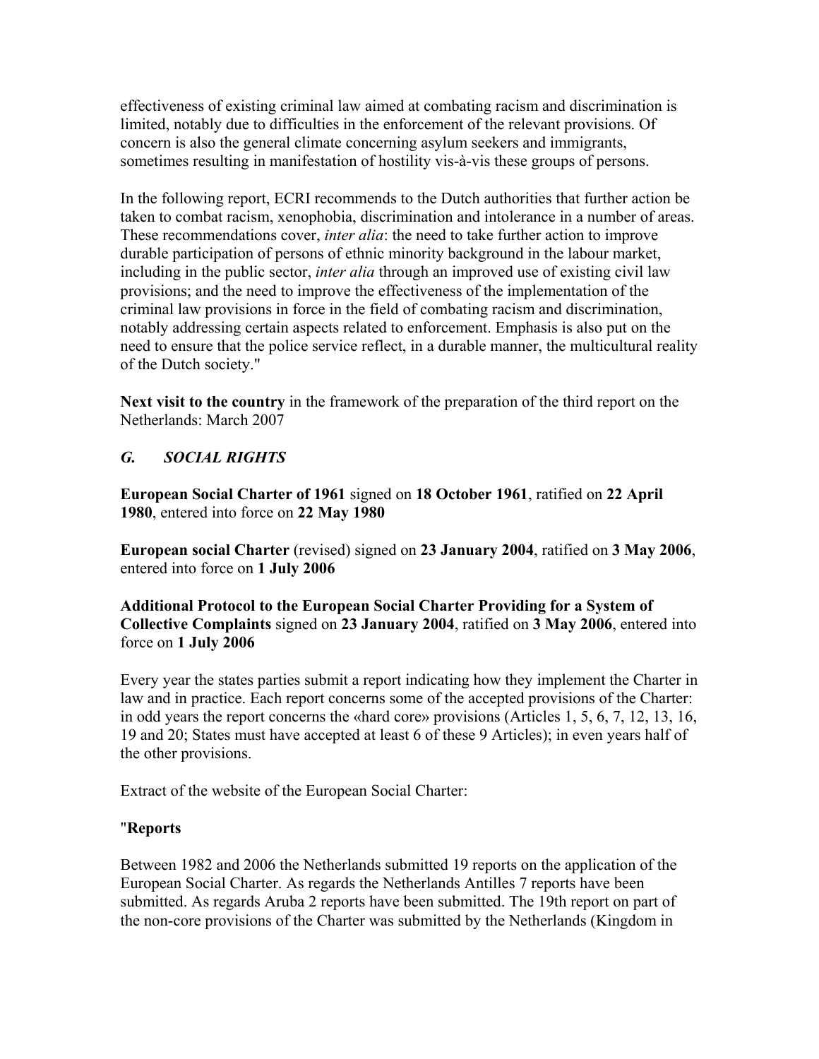effectiveness of existing criminal law aimed at combating racism and discrimination is limited, notably due to difficulties in the enforcement of the relevant provisions. Of concern is also the general climate concerning asylum seekers and immigrants, sometimes resulting in manifestation of hostility vis-à-vis these groups of persons.

In the following report, ECRI recommends to the Dutch authorities that further action be taken to combat racism, xenophobia, discrimination and intolerance in a number of areas. These recommendations cover, *inter alia*: the need to take further action to improve durable participation of persons of ethnic minority background in the labour market, including in the public sector, *inter alia* through an improved use of existing civil law provisions; and the need to improve the effectiveness of the implementation of the criminal law provisions in force in the field of combating racism and discrimination, notably addressing certain aspects related to enforcement. Emphasis is also put on the need to ensure that the police service reflect, in a durable manner, the multicultural reality of the Dutch society."

**Next visit to the country** in the framework of the preparation of the third report on the Netherlands: March 2007

## *G. SOCIAL RIGHTS*

**European Social Charter of 1961** signed on **18 October 1961**, ratified on **22 April 1980**, entered into force on **22 May 1980**

**European social Charter** (revised) signed on **23 January 2004**, ratified on **3 May 2006**, entered into force on **1 July 2006**

**Additional Protocol to the European Social Charter Providing for a System of Collective Complaints** signed on **23 January 2004**, ratified on **3 May 2006**, entered into force on **1 July 2006**

Every year the states parties submit a report indicating how they implement the Charter in law and in practice. Each report concerns some of the accepted provisions of the Charter: in odd years the report concerns the «hard core» provisions (Articles 1, 5, 6, 7, 12, 13, 16, 19 and 20; States must have accepted at least 6 of these 9 Articles); in even years half of the other provisions.

Extract of the website of the European Social Charter:

"**Reports**

Between 1982 and 2006 the Netherlands submitted 19 reports on the application of the European Social Charter. As regards the Netherlands Antilles 7 reports have been submitted. As regards Aruba 2 reports have been submitted. The 19th report on part of the non-core provisions of the Charter was submitted by the Netherlands (Kingdom in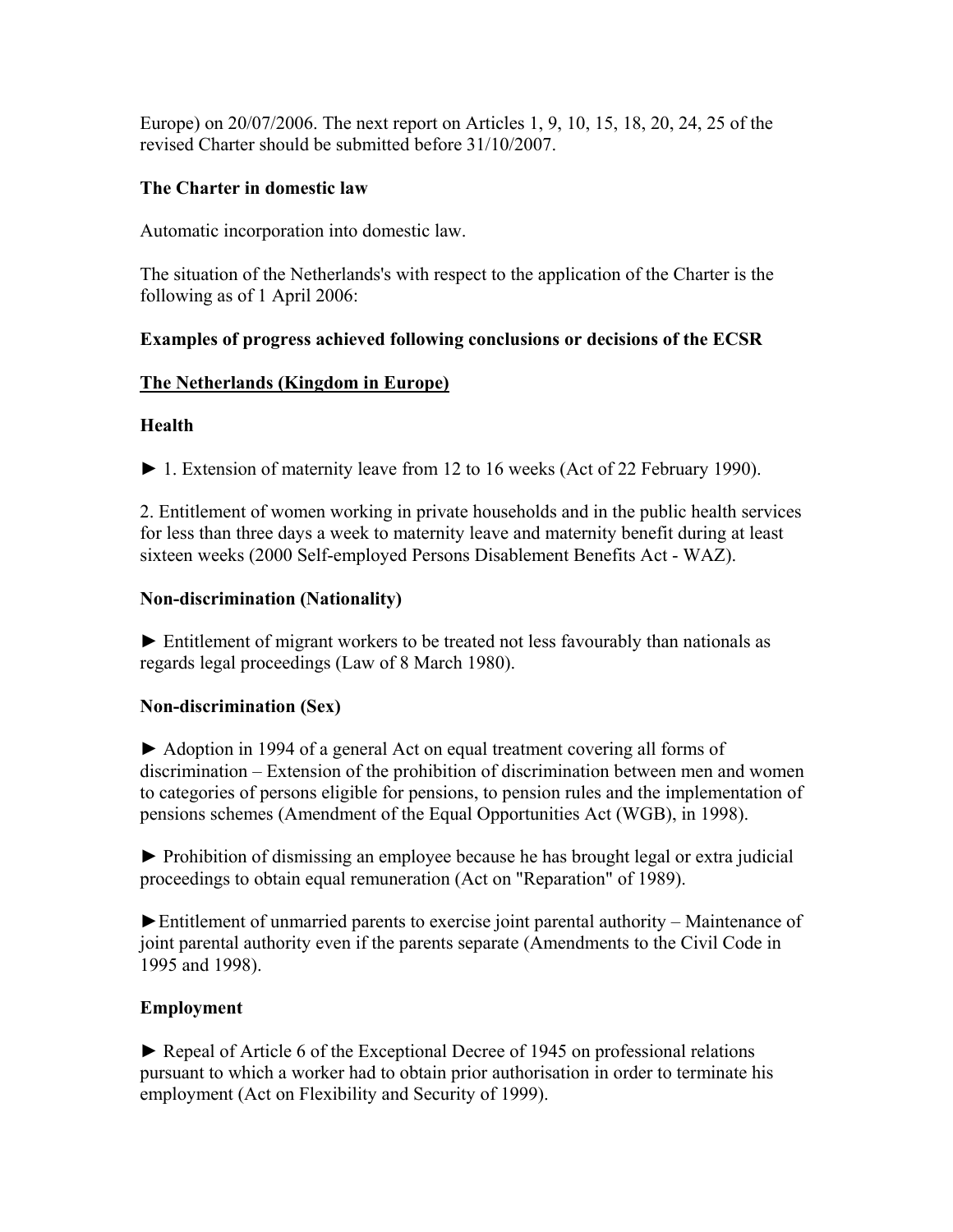Europe) on 20/07/2006. The next report on Articles 1, 9, 10, 15, 18, 20, 24, 25 of the revised Charter should be submitted before 31/10/2007.

**The Charter in domestic law**

Automatic incorporation into domestic law.

The situation of the Netherlands's with respect to the application of the Charter is the following as of 1 April 2006:

**Examples of progress achieved following conclusions or decisions of the ECSR**

**The Netherlands (Kingdom in Europe)**

**Health**

► 1. Extension of maternity leave from 12 to 16 weeks (Act of 22 February 1990).

2. Entitlement of women working in private households and in the public health services for less than three days a week to maternity leave and maternity benefit during at least sixteen weeks (2000 Self-employed Persons Disablement Benefits Act - WAZ).

**Non-discrimination (Nationality)**

► Entitlement of migrant workers to be treated not less favourably than nationals as regards legal proceedings (Law of 8 March 1980).

**Non-discrimination (Sex)**

► Adoption in 1994 of a general Act on equal treatment covering all forms of discrimination – Extension of the prohibition of discrimination between men and women to categories of persons eligible for pensions, to pension rules and the implementation of pensions schemes (Amendment of the Equal Opportunities Act (WGB), in 1998).

► Prohibition of dismissing an employee because he has brought legal or extra judicial proceedings to obtain equal remuneration (Act on "Reparation" of 1989).

►Entitlement of unmarried parents to exercise joint parental authority – Maintenance of joint parental authority even if the parents separate (Amendments to the Civil Code in 1995 and 1998).

**Employment**

► Repeal of Article 6 of the Exceptional Decree of 1945 on professional relations pursuant to which a worker had to obtain prior authorisation in order to terminate his employment (Act on Flexibility and Security of 1999).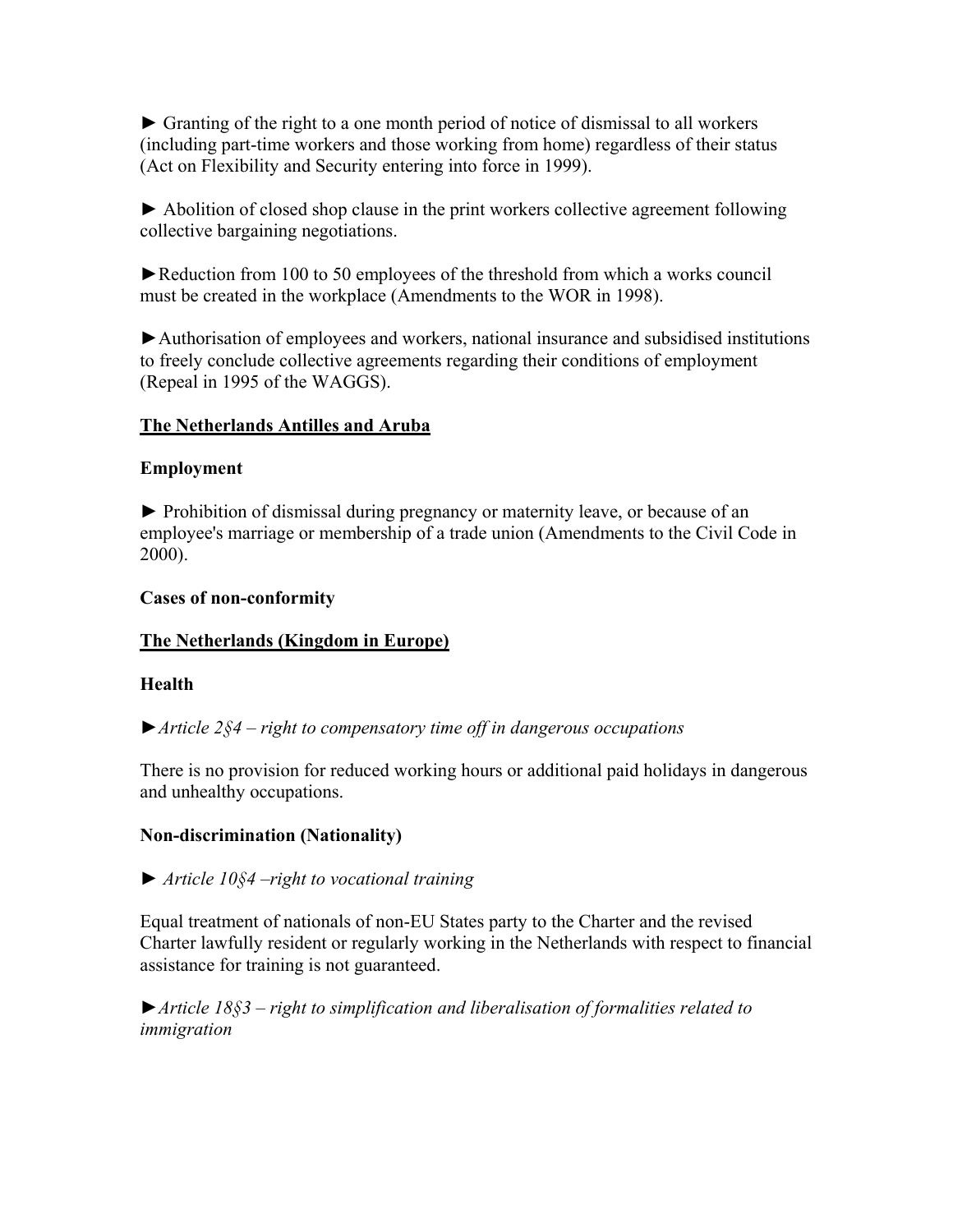► Granting of the right to a one month period of notice of dismissal to all workers (including part-time workers and those working from home) regardless of their status (Act on Flexibility and Security entering into force in 1999).

► Abolition of closed shop clause in the print workers collective agreement following collective bargaining negotiations.

►Reduction from 100 to 50 employees of the threshold from which a works council must be created in the workplace (Amendments to the WOR in 1998).

►Authorisation of employees and workers, national insurance and subsidised institutions to freely conclude collective agreements regarding their conditions of employment (Repeal in 1995 of the WAGGS).

**<u>The Netherlands Antilles and Aruba</u>**

**Employment**

► Prohibition of dismissal during pregnancy or maternity leave, or because of an employee's marriage or membership of a trade union (Amendments to the Civil Code in 2000).

**Cases of non-conformity**

**<u>The Netherlands (Kingdom in Europe)</u>**

**Health**

►*Article 2§4 – right to compensatory time off in dangerous occupations*

There is no provision for reduced working hours or additional paid holidays in dangerous and unhealthy occupations.

**Non-discrimination (Nationality)**

► *Article 10§4 –right to vocational training*

Equal treatment of nationals of non-EU States party to the Charter and the revised Charter lawfully resident or regularly working in the Netherlands with respect to financial assistance for training is not guaranteed.

►*Article 18§3 – right to simplification and liberalisation of formalities related to immigration*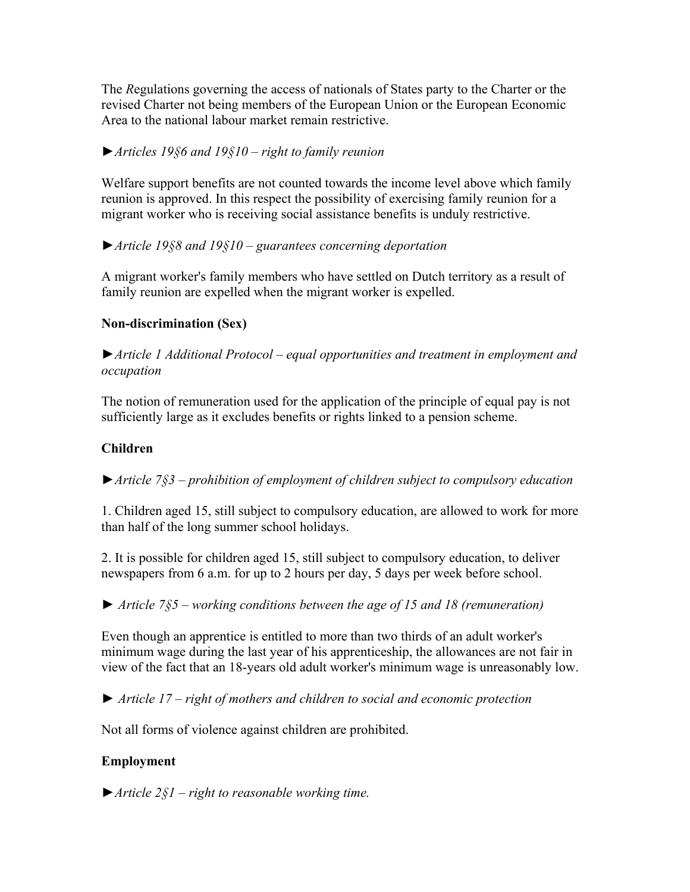The *R*egulations governing the access of nationals of States party to the Charter or the revised Charter not being members of the European Union or the European Economic Area to the national labour market remain restrictive.

►*Articles 19§6 and 19§10 – right to family reunion*

Welfare support benefits are not counted towards the income level above which family reunion is approved. In this respect the possibility of exercising family reunion for a migrant worker who is receiving social assistance benefits is unduly restrictive.

►*Article 19§8 and 19§10 – guarantees concerning deportation*

A migrant worker's family members who have settled on Dutch territory as a result of family reunion are expelled when the migrant worker is expelled.

**Non-discrimination (Sex)**

►*Article 1 Additional Protocol – equal opportunities and treatment in employment and occupation*

The notion of remuneration used for the application of the principle of equal pay is not sufficiently large as it excludes benefits or rights linked to a pension scheme.

**Children**

►*Article 7§3 – prohibition of employment of children subject to compulsory education*

1. Children aged 15, still subject to compulsory education, are allowed to work for more than half of the long summer school holidays.

2. It is possible for children aged 15, still subject to compulsory education, to deliver newspapers from 6 a.m. for up to 2 hours per day, 5 days per week before school.

► *Article 7§5 – working conditions between the age of 15 and 18 (remuneration)*

Even though an apprentice is entitled to more than two thirds of an adult worker's minimum wage during the last year of his apprenticeship, the allowances are not fair in view of the fact that an 18-years old adult worker's minimum wage is unreasonably low.

► *Article 17 – right of mothers and children to social and economic protection*

Not all forms of violence against children are prohibited.

**Employment**

►*Article 2§1 – right to reasonable working time.*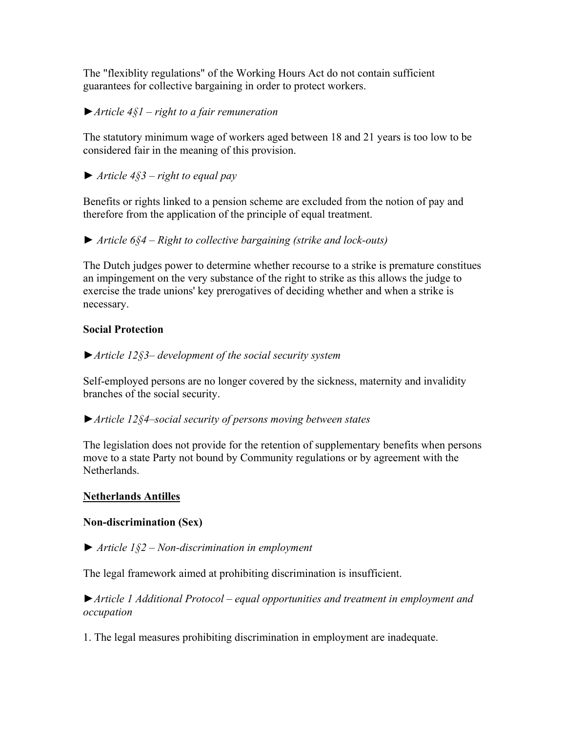The "flexiblity regulations" of the Working Hours Act do not contain sufficient guarantees for collective bargaining in order to protect workers.

►*Article 4§1 – right to a fair remuneration*

The statutory minimum wage of workers aged between 18 and 21 years is too low to be considered fair in the meaning of this provision.

► *Article 4§3 – right to equal pay*

Benefits or rights linked to a pension scheme are excluded from the notion of pay and therefore from the application of the principle of equal treatment.

► *Article 6§4 – Right to collective bargaining (strike and lock-outs)*

The Dutch judges power to determine whether recourse to a strike is premature constitues an impingement on the very substance of the right to strike as this allows the judge to exercise the trade unions' key prerogatives of deciding whether and when a strike is necessary.

**Social Protection**

►*Article 12§3– development of the social security system*

Self-employed persons are no longer covered by the sickness, maternity and invalidity branches of the social security.

►*Article 12§4–social security of persons moving between states*

The legislation does not provide for the retention of supplementary benefits when persons move to a state Party not bound by Community regulations or by agreement with the Netherlands.

**Netherlands Antilles**

**Non-discrimination (Sex)**

► *Article 1§2 – Non-discrimination in employment*

The legal framework aimed at prohibiting discrimination is insufficient.

►*Article 1 Additional Protocol – equal opportunities and treatment in employment and occupation*

1. The legal measures prohibiting discrimination in employment are inadequate.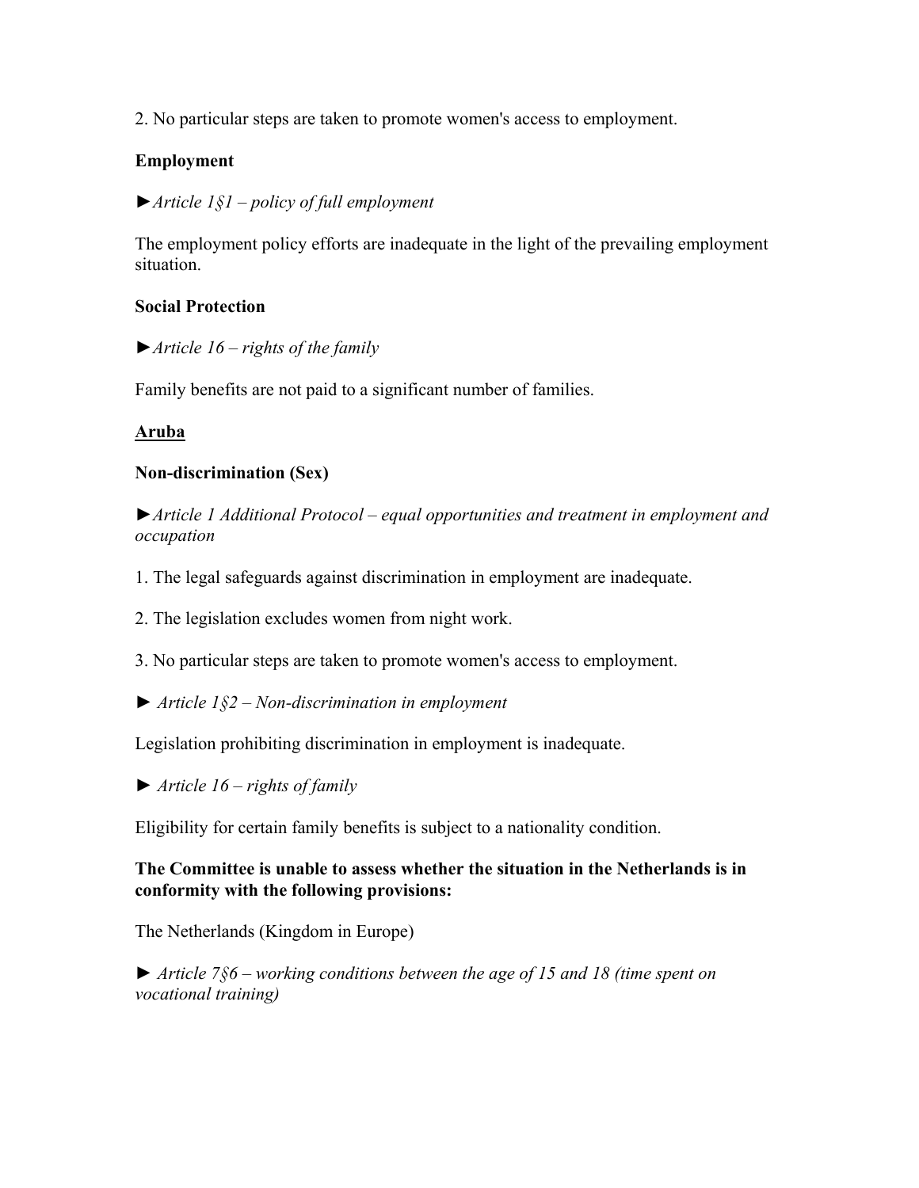2. No particular steps are taken to promote women's access to employment.

**Employment**

►*Article 1§1 – policy of full employment*

The employment policy efforts are inadequate in the light of the prevailing employment situation.

**Social Protection**

►*Article 16 – rights of the family*

Family benefits are not paid to a significant number of families.

**<u>Aruba</u>**

**Non-discrimination (Sex)**

►*Article 1 Additional Protocol – equal opportunities and treatment in employment and occupation*

1. The legal safeguards against discrimination in employment are inadequate.

2. The legislation excludes women from night work.

3. No particular steps are taken to promote women's access to employment.

► *Article 1§2 – Non-discrimination in employment*

Legislation prohibiting discrimination in employment is inadequate.

► *Article 16 – rights of family*

Eligibility for certain family benefits is subject to a nationality condition.

**The Committee is unable to assess whether the situation in the Netherlands is in conformity with the following provisions:**

The Netherlands (Kingdom in Europe)

► *Article 7§6 – working conditions between the age of 15 and 18 (time spent on vocational training)*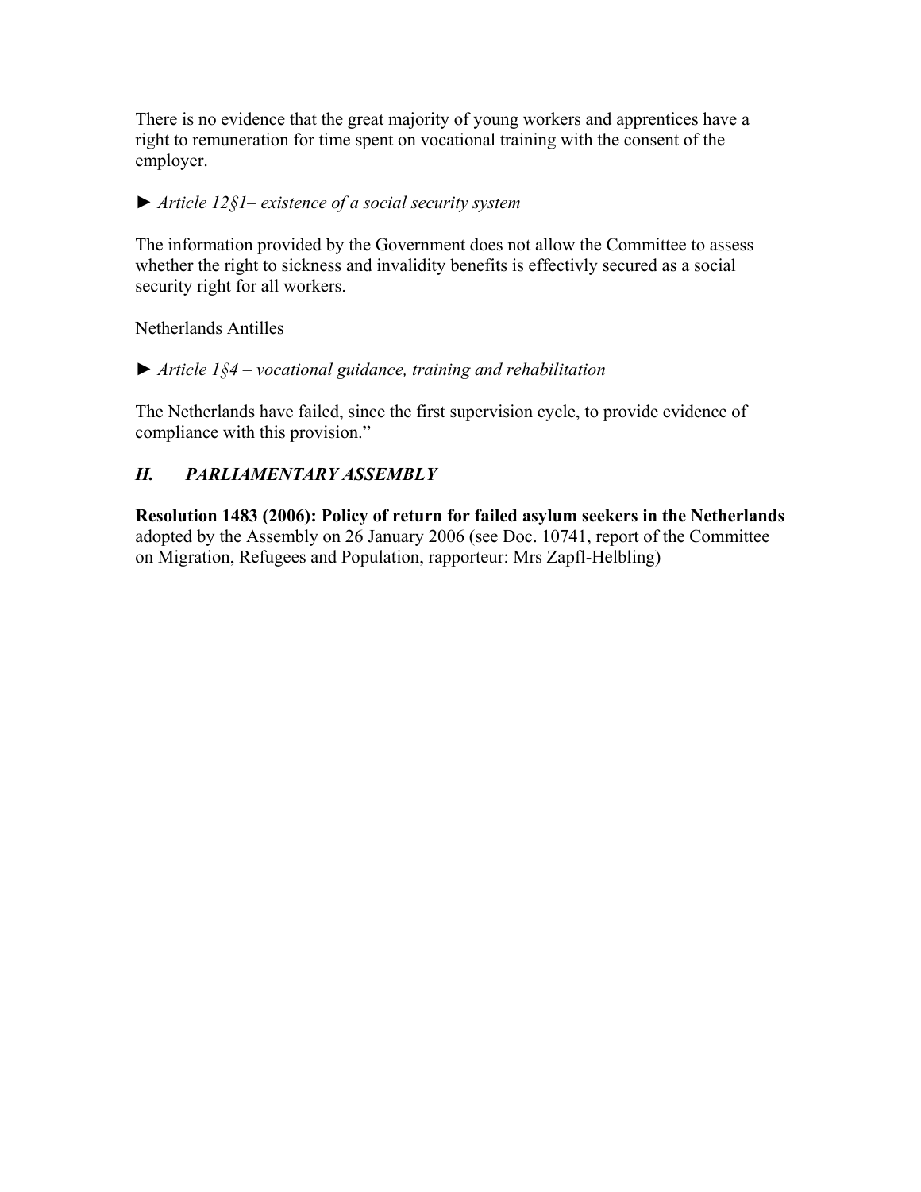There is no evidence that the great majority of young workers and apprentices have a right to remuneration for time spent on vocational training with the consent of the employer.

► *Article 12§1– existence of a social security system*

The information provided by the Government does not allow the Committee to assess whether the right to sickness and invalidity benefits is effectivly secured as a social security right for all workers.

Netherlands Antilles

► *Article 1§4 – vocational guidance, training and rehabilitation*

The Netherlands have failed, since the first supervision cycle, to provide evidence of compliance with this provision."

## *H. PARLIAMENTARY ASSEMBLY*

**Resolution 1483 (2006): Policy of return for failed asylum seekers in the Netherlands** adopted by the Assembly on 26 January 2006 (see Doc. 10741, report of the Committee on Migration, Refugees and Population, rapporteur: Mrs Zapfl-Helbling)